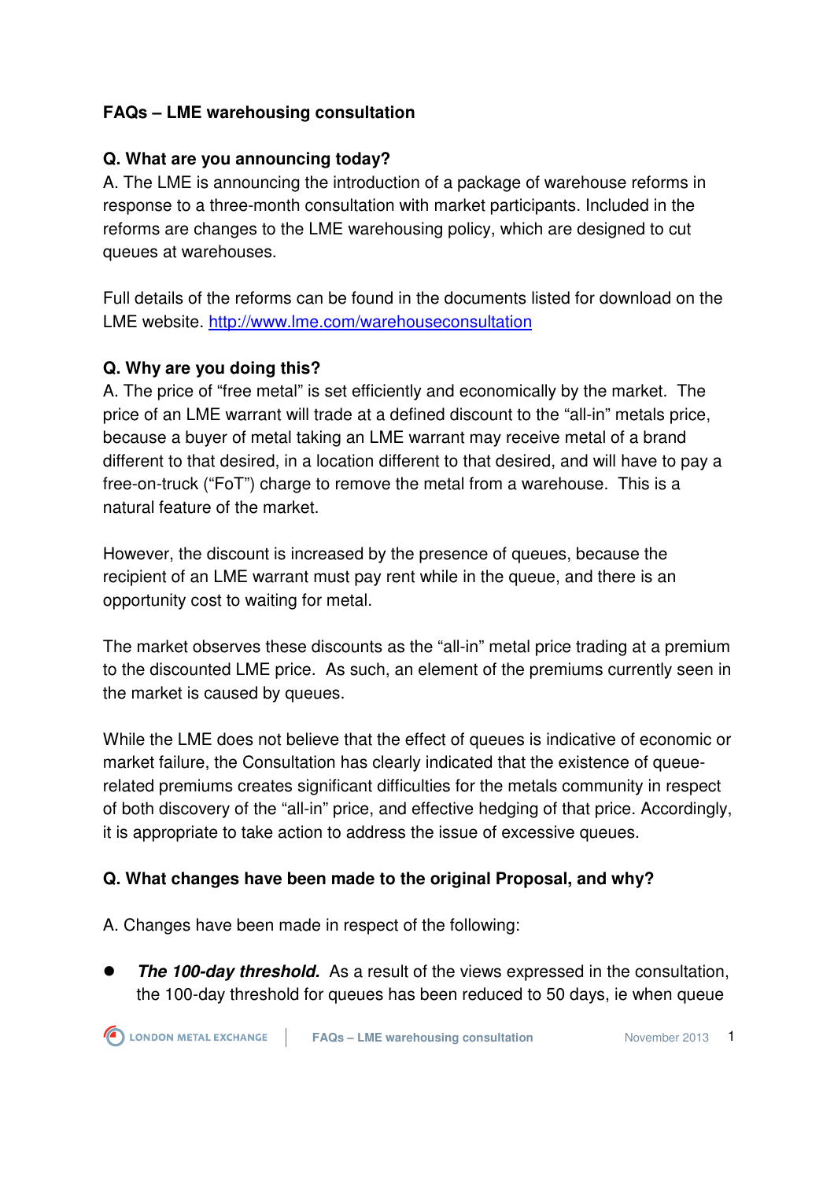# FAQs – LME warehousing consultation

**Q. What are you announcing today?**

A. The LME is announcing the introduction of a package of warehouse reforms in response to a three-month consultation with market participants. Included in the reforms are changes to the LME warehousing policy, which are designed to cut queues at warehouses.

Full details of the reforms can be found in the documents listed for download on the LME website. http://www.lme.com/warehouseconsultation

**Q. Why are you doing this?**

A. The price of "free metal" is set efficiently and economically by the market. The price of an LME warrant will trade at a defined discount to the "all-in" metals price, because a buyer of metal taking an LME warrant may receive metal of a brand different to that desired, in a location different to that desired, and will have to pay a free-on-truck ("FoT") charge to remove the metal from a warehouse. This is a natural feature of the market.

However, the discount is increased by the presence of queues, because the recipient of an LME warrant must pay rent while in the queue, and there is an opportunity cost to waiting for metal.

The market observes these discounts as the "all-in" metal price trading at a premium to the discounted LME price. As such, an element of the premiums currently seen in the market is caused by queues.

While the LME does not believe that the effect of queues is indicative of economic or market failure, the Consultation has clearly indicated that the existence of queue-related premiums creates significant difficulties for the metals community in respect of both discovery of the "all-in" price, and effective hedging of that price. Accordingly, it is appropriate to take action to address the issue of excessive queues.

**Q. What changes have been made to the original Proposal, and why?**

A. Changes have been made in respect of the following:

- ***The 100-day threshold.*** As a result of the views expressed in the consultation, the 100-day threshold for queues has been reduced to 50 days, ie when queue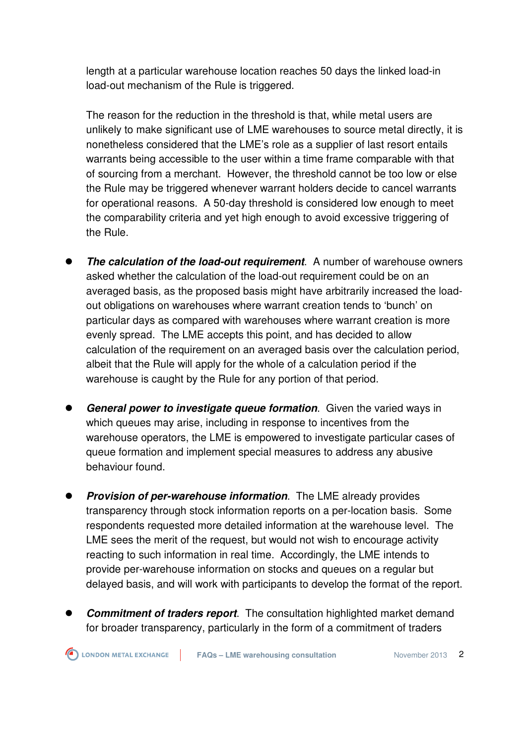length at a particular warehouse location reaches 50 days the linked load-in load-out mechanism of the Rule is triggered.

The reason for the reduction in the threshold is that, while metal users are unlikely to make significant use of LME warehouses to source metal directly, it is nonetheless considered that the LME's role as a supplier of last resort entails warrants being accessible to the user within a time frame comparable with that of sourcing from a merchant. However, the threshold cannot be too low or else the Rule may be triggered whenever warrant holders decide to cancel warrants for operational reasons. A 50-day threshold is considered low enough to meet the comparability criteria and yet high enough to avoid excessive triggering of the Rule.

- ***The calculation of the load-out requirement***. A number of warehouse owners asked whether the calculation of the load-out requirement could be on an averaged basis, as the proposed basis might have arbitrarily increased the load-out obligations on warehouses where warrant creation tends to 'bunch' on particular days as compared with warehouses where warrant creation is more evenly spread. The LME accepts this point, and has decided to allow calculation of the requirement on an averaged basis over the calculation period, albeit that the Rule will apply for the whole of a calculation period if the warehouse is caught by the Rule for any portion of that period.

- ***General power to investigate queue formation***. Given the varied ways in which queues may arise, including in response to incentives from the warehouse operators, the LME is empowered to investigate particular cases of queue formation and implement special measures to address any abusive behaviour found.

- ***Provision of per-warehouse information***. The LME already provides transparency through stock information reports on a per-location basis. Some respondents requested more detailed information at the warehouse level. The LME sees the merit of the request, but would not wish to encourage activity reacting to such information in real time. Accordingly, the LME intends to provide per-warehouse information on stocks and queues on a regular but delayed basis, and will work with participants to develop the format of the report.

- ***Commitment of traders report***. The consultation highlighted market demand for broader transparency, particularly in the form of a commitment of traders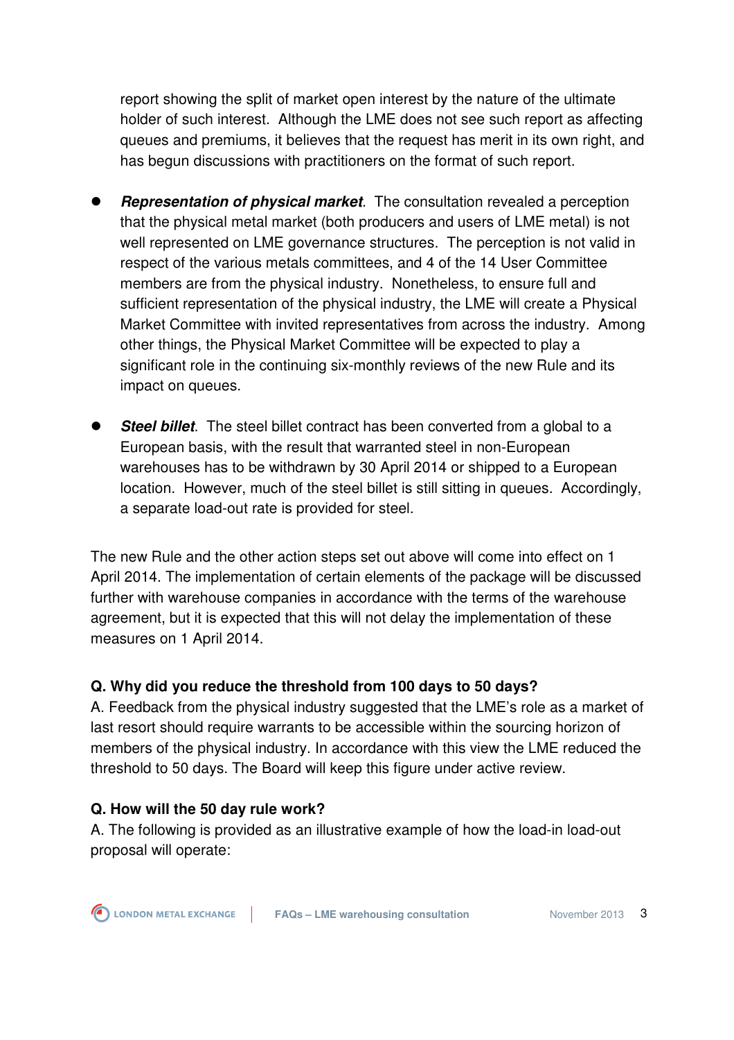report showing the split of market open interest by the nature of the ultimate holder of such interest. Although the LME does not see such report as affecting queues and premiums, it believes that the request has merit in its own right, and has begun discussions with practitioners on the format of such report.

- ***Representation of physical market***. The consultation revealed a perception that the physical metal market (both producers and users of LME metal) is not well represented on LME governance structures. The perception is not valid in respect of the various metals committees, and 4 of the 14 User Committee members are from the physical industry. Nonetheless, to ensure full and sufficient representation of the physical industry, the LME will create a Physical Market Committee with invited representatives from across the industry. Among other things, the Physical Market Committee will be expected to play a significant role in the continuing six-monthly reviews of the new Rule and its impact on queues.

- ***Steel billet***. The steel billet contract has been converted from a global to a European basis, with the result that warranted steel in non-European warehouses has to be withdrawn by 30 April 2014 or shipped to a European location. However, much of the steel billet is still sitting in queues. Accordingly, a separate load-out rate is provided for steel.

The new Rule and the other action steps set out above will come into effect on 1 April 2014. The implementation of certain elements of the package will be discussed further with warehouse companies in accordance with the terms of the warehouse agreement, but it is expected that this will not delay the implementation of these measures on 1 April 2014.

**Q. Why did you reduce the threshold from 100 days to 50 days?**

A. Feedback from the physical industry suggested that the LME's role as a market of last resort should require warrants to be accessible within the sourcing horizon of members of the physical industry. In accordance with this view the LME reduced the threshold to 50 days. The Board will keep this figure under active review.

**Q. How will the 50 day rule work?**

A. The following is provided as an illustrative example of how the load-in load-out proposal will operate: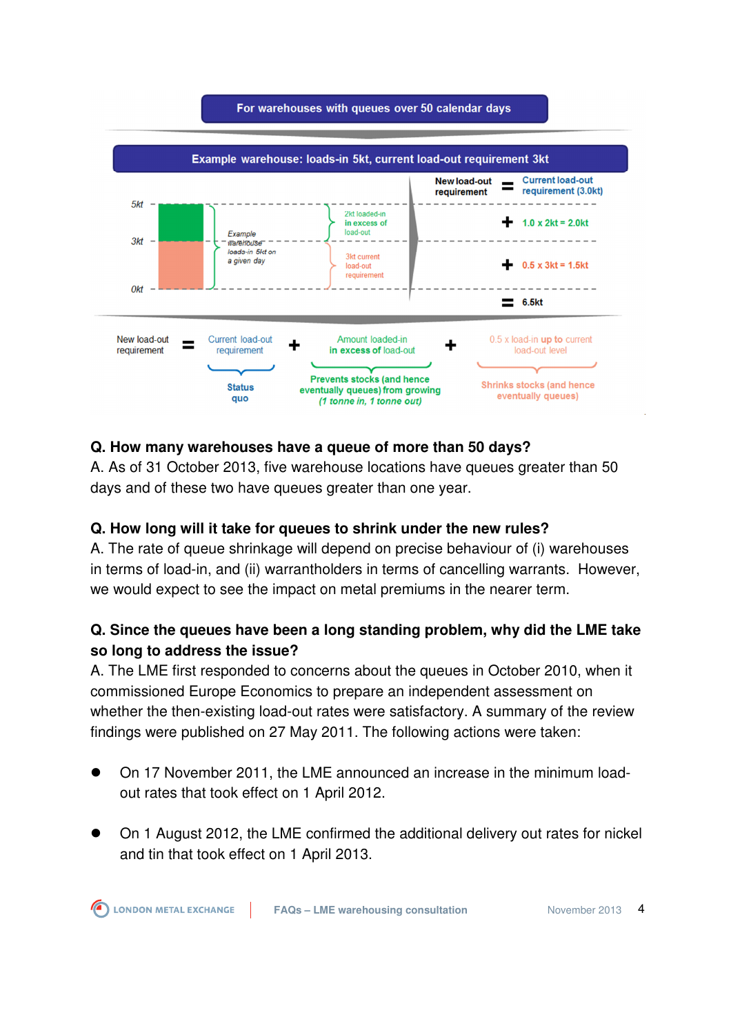**For warehouses with queues over 50 calendar days**

**Example warehouse: loads-in 5kt, current load-out requirement 3kt**

New load-out requirement = Current load-out requirement (3.0kt)

+ 1.0 x 2kt = 2.0kt

+ 0.5 x 3kt = 1.5kt

= 6.5kt

5kt / 3kt / 0kt — Example warehouse loads-in 5kt on a given day; 2kt loaded-in in excess of load-out; 3kt current load-out requirement

New load-out requirement = Current load-out requirement (Status quo) + Amount loaded-in in excess of load-out (Prevents stocks (and hence eventually queues) from growing (1 tonne in, 1 tonne out)) + 0.5 x load-in up to current load-out level (Shrinks stocks (and hence eventually queues))

**Q. How many warehouses have a queue of more than 50 days?**

A. As of 31 October 2013, five warehouse locations have queues greater than 50 days and of these two have queues greater than one year.

**Q. How long will it take for queues to shrink under the new rules?**

A. The rate of queue shrinkage will depend on precise behaviour of (i) warehouses in terms of load-in, and (ii) warrantholders in terms of cancelling warrants. However, we would expect to see the impact on metal premiums in the nearer term.

**Q. Since the queues have been a long standing problem, why did the LME take so long to address the issue?**

A. The LME first responded to concerns about the queues in October 2010, when it commissioned Europe Economics to prepare an independent assessment on whether the then-existing load-out rates were satisfactory. A summary of the review findings were published on 27 May 2011. The following actions were taken:

- On 17 November 2011, the LME announced an increase in the minimum load-out rates that took effect on 1 April 2012.
- On 1 August 2012, the LME confirmed the additional delivery out rates for nickel and tin that took effect on 1 April 2013.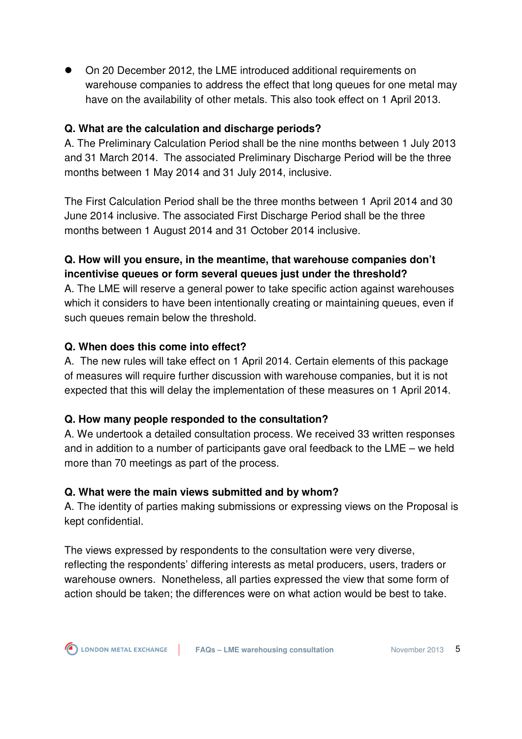- On 20 December 2012, the LME introduced additional requirements on warehouse companies to address the effect that long queues for one metal may have on the availability of other metals. This also took effect on 1 April 2013.

**Q. What are the calculation and discharge periods?**
A. The Preliminary Calculation Period shall be the nine months between 1 July 2013 and 31 March 2014. The associated Preliminary Discharge Period will be the three months between 1 May 2014 and 31 July 2014, inclusive.

The First Calculation Period shall be the three months between 1 April 2014 and 30 June 2014 inclusive. The associated First Discharge Period shall be the three months between 1 August 2014 and 31 October 2014 inclusive.

**Q. How will you ensure, in the meantime, that warehouse companies don't incentivise queues or form several queues just under the threshold?**
A. The LME will reserve a general power to take specific action against warehouses which it considers to have been intentionally creating or maintaining queues, even if such queues remain below the threshold.

**Q. When does this come into effect?**
A. The new rules will take effect on 1 April 2014. Certain elements of this package of measures will require further discussion with warehouse companies, but it is not expected that this will delay the implementation of these measures on 1 April 2014.

**Q. How many people responded to the consultation?**
A. We undertook a detailed consultation process. We received 33 written responses and in addition to a number of participants gave oral feedback to the LME – we held more than 70 meetings as part of the process.

**Q. What were the main views submitted and by whom?**
A. The identity of parties making submissions or expressing views on the Proposal is kept confidential.

The views expressed by respondents to the consultation were very diverse, reflecting the respondents' differing interests as metal producers, users, traders or warehouse owners. Nonetheless, all parties expressed the view that some form of action should be taken; the differences were on what action would be best to take.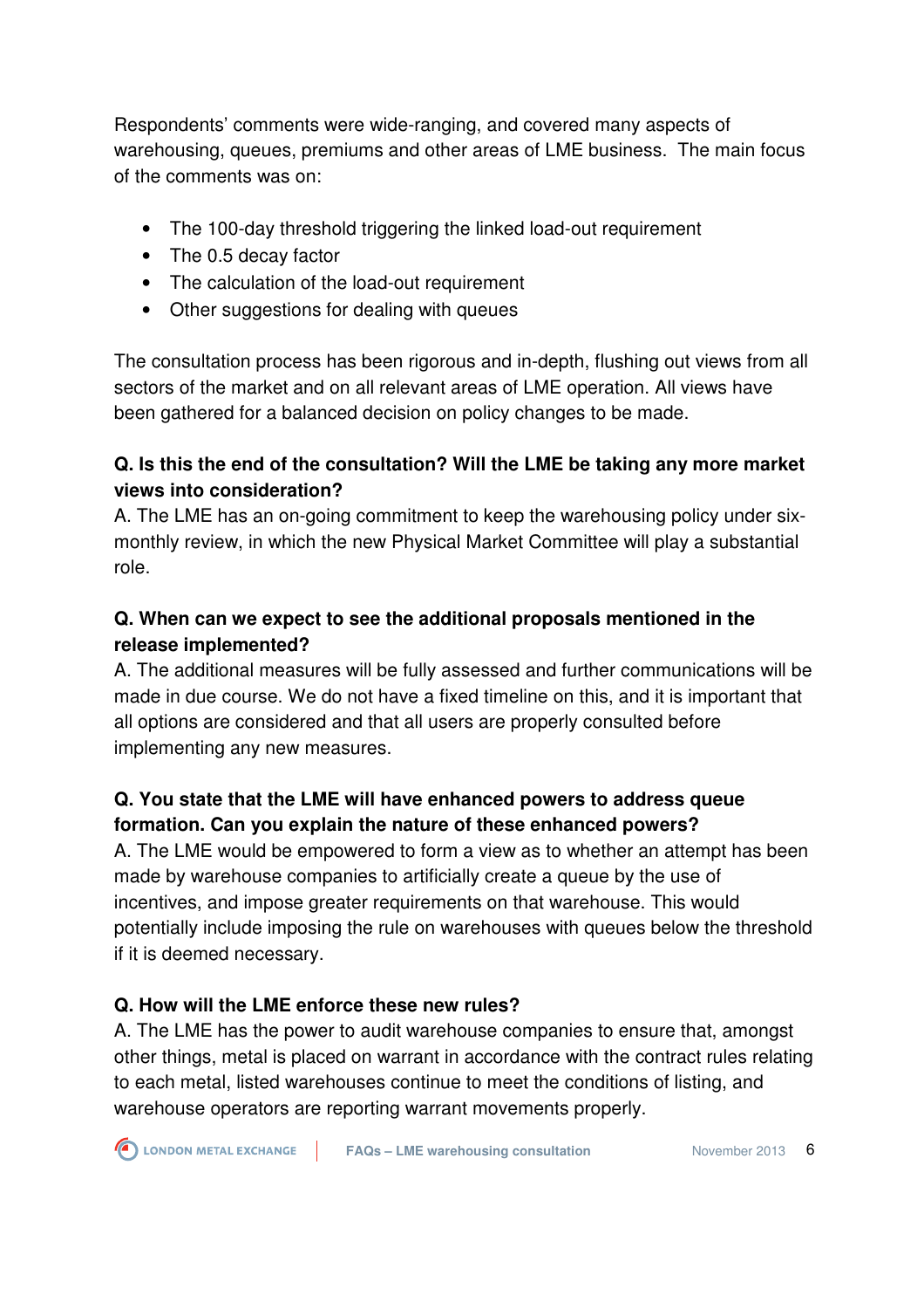Respondents' comments were wide-ranging, and covered many aspects of warehousing, queues, premiums and other areas of LME business. The main focus of the comments was on:

- The 100-day threshold triggering the linked load-out requirement
- The 0.5 decay factor
- The calculation of the load-out requirement
- Other suggestions for dealing with queues

The consultation process has been rigorous and in-depth, flushing out views from all sectors of the market and on all relevant areas of LME operation. All views have been gathered for a balanced decision on policy changes to be made.

**Q. Is this the end of the consultation? Will the LME be taking any more market views into consideration?**

A. The LME has an on-going commitment to keep the warehousing policy under six-monthly review, in which the new Physical Market Committee will play a substantial role.

**Q. When can we expect to see the additional proposals mentioned in the release implemented?**

A. The additional measures will be fully assessed and further communications will be made in due course. We do not have a fixed timeline on this, and it is important that all options are considered and that all users are properly consulted before implementing any new measures.

**Q. You state that the LME will have enhanced powers to address queue formation. Can you explain the nature of these enhanced powers?**

A. The LME would be empowered to form a view as to whether an attempt has been made by warehouse companies to artificially create a queue by the use of incentives, and impose greater requirements on that warehouse. This would potentially include imposing the rule on warehouses with queues below the threshold if it is deemed necessary.

**Q. How will the LME enforce these new rules?**

A. The LME has the power to audit warehouse companies to ensure that, amongst other things, metal is placed on warrant in accordance with the contract rules relating to each metal, listed warehouses continue to meet the conditions of listing, and warehouse operators are reporting warrant movements properly.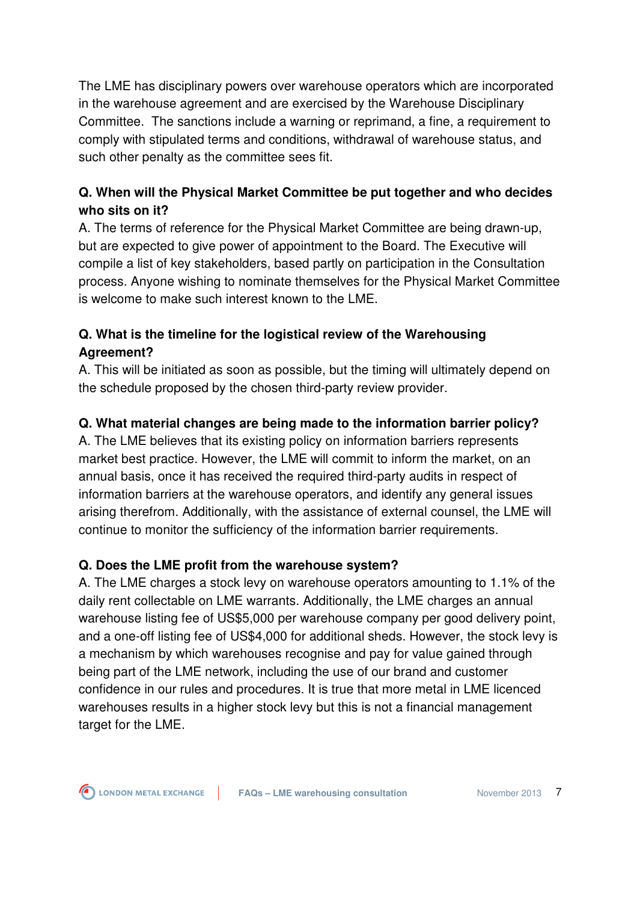The LME has disciplinary powers over warehouse operators which are incorporated in the warehouse agreement and are exercised by the Warehouse Disciplinary Committee. The sanctions include a warning or reprimand, a fine, a requirement to comply with stipulated terms and conditions, withdrawal of warehouse status, and such other penalty as the committee sees fit.

**Q. When will the Physical Market Committee be put together and who decides who sits on it?**

A. The terms of reference for the Physical Market Committee are being drawn-up, but are expected to give power of appointment to the Board. The Executive will compile a list of key stakeholders, based partly on participation in the Consultation process. Anyone wishing to nominate themselves for the Physical Market Committee is welcome to make such interest known to the LME.

**Q. What is the timeline for the logistical review of the Warehousing Agreement?**

A. This will be initiated as soon as possible, but the timing will ultimately depend on the schedule proposed by the chosen third-party review provider.

**Q. What material changes are being made to the information barrier policy?**

A. The LME believes that its existing policy on information barriers represents market best practice. However, the LME will commit to inform the market, on an annual basis, once it has received the required third-party audits in respect of information barriers at the warehouse operators, and identify any general issues arising therefrom. Additionally, with the assistance of external counsel, the LME will continue to monitor the sufficiency of the information barrier requirements.

**Q. Does the LME profit from the warehouse system?**

A. The LME charges a stock levy on warehouse operators amounting to 1.1% of the daily rent collectable on LME warrants. Additionally, the LME charges an annual warehouse listing fee of US$5,000 per warehouse company per good delivery point, and a one-off listing fee of US$4,000 for additional sheds. However, the stock levy is a mechanism by which warehouses recognise and pay for value gained through being part of the LME network, including the use of our brand and customer confidence in our rules and procedures. It is true that more metal in LME licenced warehouses results in a higher stock levy but this is not a financial management target for the LME.